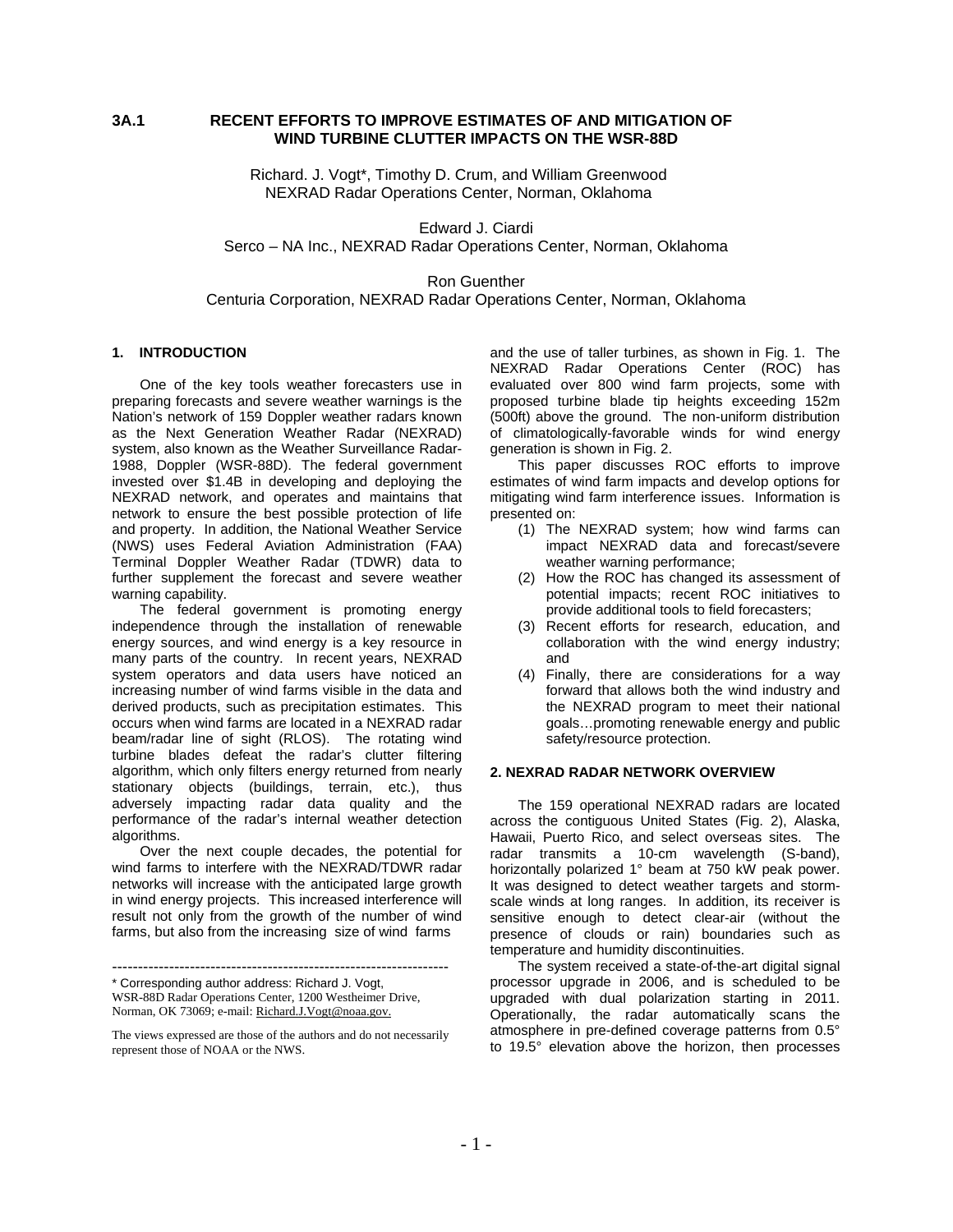# 3A.1 RECENT EFFORTS TO IMPROVE ESTIMATES OF AND MITIGATION OF WIND TURBINE CLUTTER IMPACTS ON THE WSR-88D

Richard. J. Vogt*, Timothy D. Crum, and William Greenwood
NEXRAD Radar Operations Center, Norman, Oklahoma

Edward J. Ciardi
Serco – NA Inc., NEXRAD Radar Operations Center, Norman, Oklahoma

Ron Guenther
Centuria Corporation, NEXRAD Radar Operations Center, Norman, Oklahoma

## 1. INTRODUCTION

One of the key tools weather forecasters use in preparing forecasts and severe weather warnings is the Nation's network of 159 Doppler weather radars known as the Next Generation Weather Radar (NEXRAD) system, also known as the Weather Surveillance Radar-1988, Doppler (WSR-88D). The federal government invested over $1.4B in developing and deploying the NEXRAD network, and operates and maintains that network to ensure the best possible protection of life and property. In addition, the National Weather Service (NWS) uses Federal Aviation Administration (FAA) Terminal Doppler Weather Radar (TDWR) data to further supplement the forecast and severe weather warning capability.

The federal government is promoting energy independence through the installation of renewable energy sources, and wind energy is a key resource in many parts of the country. In recent years, NEXRAD system operators and data users have noticed an increasing number of wind farms visible in the data and derived products, such as precipitation estimates. This occurs when wind farms are located in a NEXRAD radar beam/radar line of sight (RLOS). The rotating wind turbine blades defeat the radar's clutter filtering algorithm, which only filters energy returned from nearly stationary objects (buildings, terrain, etc.), thus adversely impacting radar data quality and the performance of the radar's internal weather detection algorithms.

Over the next couple decades, the potential for wind farms to interfere with the NEXRAD/TDWR radar networks will increase with the anticipated large growth in wind energy projects. This increased interference will result not only from the growth of the number of wind farms, but also from the increasing size of wind farms and the use of taller turbines, as shown in Fig. 1. The NEXRAD Radar Operations Center (ROC) has evaluated over 800 wind farm projects, some with proposed turbine blade tip heights exceeding 152m (500ft) above the ground. The non-uniform distribution of climatologically-favorable winds for wind energy generation is shown in Fig. 2.

This paper discusses ROC efforts to improve estimates of wind farm impacts and develop options for mitigating wind farm interference issues. Information is presented on:

1. The NEXRAD system; how wind farms can impact NEXRAD data and forecast/severe weather warning performance;
2. How the ROC has changed its assessment of potential impacts; recent ROC initiatives to provide additional tools to field forecasters;
3. Recent efforts for research, education, and collaboration with the wind energy industry; and
4. Finally, there are considerations for a way forward that allows both the wind industry and the NEXRAD program to meet their national goals…promoting renewable energy and public safety/resource protection.

## 2. NEXRAD RADAR NETWORK OVERVIEW

The 159 operational NEXRAD radars are located across the contiguous United States (Fig. 2), Alaska, Hawaii, Puerto Rico, and select overseas sites. The radar transmits a 10-cm wavelength (S-band), horizontally polarized 1° beam at 750 kW peak power. It was designed to detect weather targets and storm-scale winds at long ranges. In addition, its receiver is sensitive enough to detect clear-air (without the presence of clouds or rain) boundaries such as temperature and humidity discontinuities.

The system received a state-of-the-art digital signal processor upgrade in 2006, and is scheduled to be upgraded with dual polarization starting in 2011. Operationally, the radar automatically scans the atmosphere in pre-defined coverage patterns from 0.5° to 19.5° elevation above the horizon, then processes

---

\* Corresponding author address: Richard J. Vogt, WSR-88D Radar Operations Center, 1200 Westheimer Drive, Norman, OK 73069; e-mail: Richard.J.Vogt@noaa.gov.

The views expressed are those of the authors and do not necessarily represent those of NOAA or the NWS.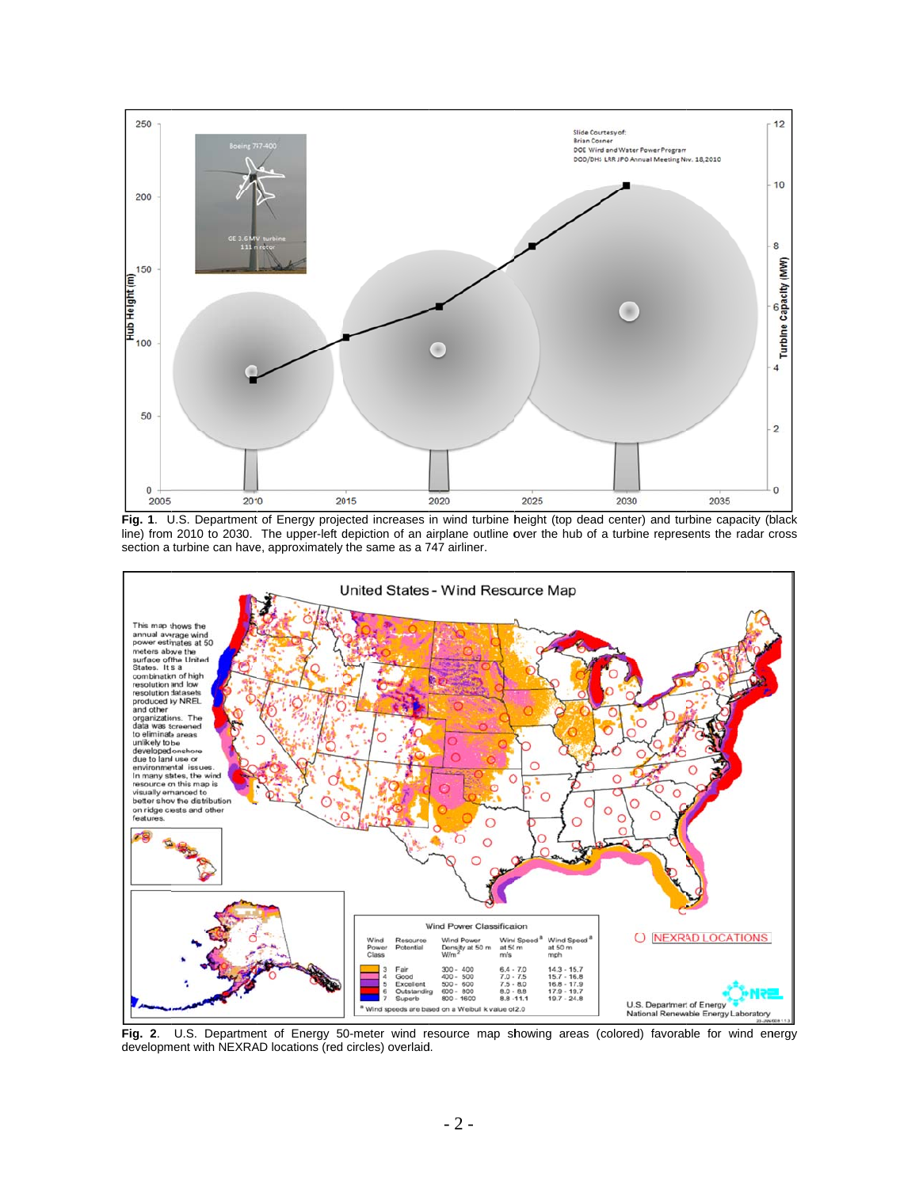**Fig. 1**. U.S. Department of Energy projected increases in wind turbine height (top dead center) and turbine capacity (black line) from 2010 to 2030. The upper-left depiction of an airplane outline over the hub of a turbine represents the radar cross section a turbine can have, approximately the same as a 747 airliner.

**Fig. 2**. U.S. Department of Energy 50-meter wind resource map showing areas (colored) favorable for wind energy development with NEXRAD locations (red circles) overlaid.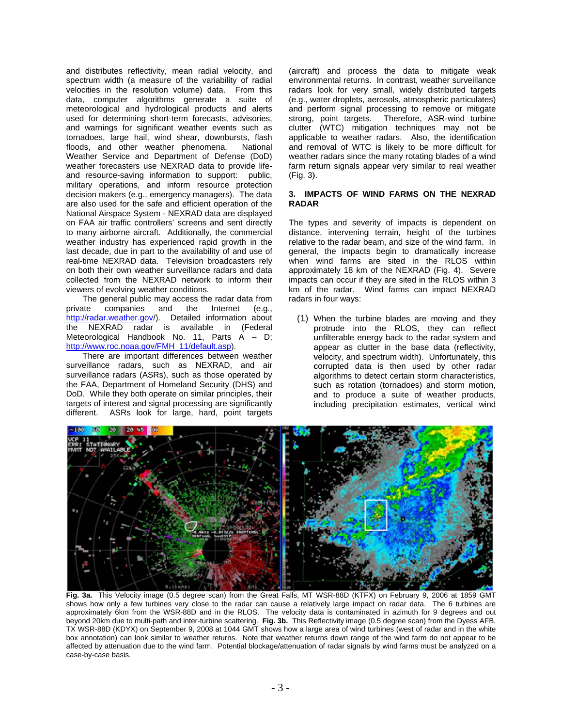and distributes reflectivity, mean radial velocity, and spectrum width (a measure of the variability of radial velocities in the resolution volume) data. From this data, computer algorithms generate a suite of meteorological and hydrological products and alerts used for determining short-term forecasts, advisories, and warnings for significant weather events such as tornadoes, large hail, wind shear, downbursts, flash floods, and other weather phenomena. National Weather Service and Department of Defense (DoD) weather forecasters use NEXRAD data to provide life- and resource-saving information to support: public, military operations, and inform resource protection decision makers (e.g., emergency managers). The data are also used for the safe and efficient operation of the National Airspace System - NEXRAD data are displayed on FAA air traffic controllers' screens and sent directly to many airborne aircraft. Additionally, the commercial weather industry has experienced rapid growth in the last decade, due in part to the availability of and use of real-time NEXRAD data. Television broadcasters rely on both their own weather surveillance radars and data collected from the NEXRAD network to inform their viewers of evolving weather conditions.

The general public may access the radar data from private companies and the Internet (e.g., http://radar.weather.gov/). Detailed information about the NEXRAD radar is available in (Federal Meteorological Handbook No. 11, Parts A – D; http://www.roc.noaa.gov/FMH_11/default.asp).

There are important differences between weather surveillance radars, such as NEXRAD, and air surveillance radars (ASRs), such as those operated by the FAA, Department of Homeland Security (DHS) and DoD. While they both operate on similar principles, their targets of interest and signal processing are significantly different. ASRs look for large, hard, point targets (aircraft) and process the data to mitigate weak environmental returns. In contrast, weather surveillance radars look for very small, widely distributed targets (e.g., water droplets, aerosols, atmospheric particulates) and perform signal processing to remove or mitigate strong, point targets. Therefore, ASR-wind turbine clutter (WTC) mitigation techniques may not be applicable to weather radars. Also, the identification and removal of WTC is likely to be more difficult for weather radars since the many rotating blades of a wind farm return signals appear very similar to real weather (Fig. 3).

## 3. IMPACTS OF WIND FARMS ON THE NEXRAD RADAR

The types and severity of impacts is dependent on distance, intervening terrain, height of the turbines relative to the radar beam, and size of the wind farm. In general, the impacts begin to dramatically increase when wind farms are sited in the RLOS within approximately 18 km of the NEXRAD (Fig. 4). Severe impacts can occur if they are sited in the RLOS within 3 km of the radar. Wind farms can impact NEXRAD radars in four ways:

(1) When the turbine blades are moving and they protrude into the RLOS, they can reflect unfilterable energy back to the radar system and appear as clutter in the base data (reflectivity, velocity, and spectrum width). Unfortunately, this corrupted data is then used by other radar algorithms to detect certain storm characteristics, such as rotation (tornadoes) and storm motion, and to produce a suite of weather products, including precipitation estimates, vertical wind

**Fig. 3a.** This Velocity image (0.5 degree scan) from the Great Falls, MT WSR-88D (KTFX) on February 9, 2006 at 1859 GMT shows how only a few turbines very close to the radar can cause a relatively large impact on radar data. The 6 turbines are approximately 6km from the WSR-88D and in the RLOS. The velocity data is contaminated in azimuth for 9 degrees and out beyond 20km due to multi-path and inter-turbine scattering. **Fig. 3b.** This Reflectivity image (0.5 degree scan) from the Dyess AFB, TX WSR-88D (KDYX) on September 9, 2008 at 1044 GMT shows how a large area of wind turbines (west of radar and in the white box annotation) can look similar to weather returns. Note that weather returns down range of the wind farm do not appear to be affected by attenuation due to the wind farm. Potential blockage/attenuation of radar signals by wind farms must be analyzed on a case-by-case basis.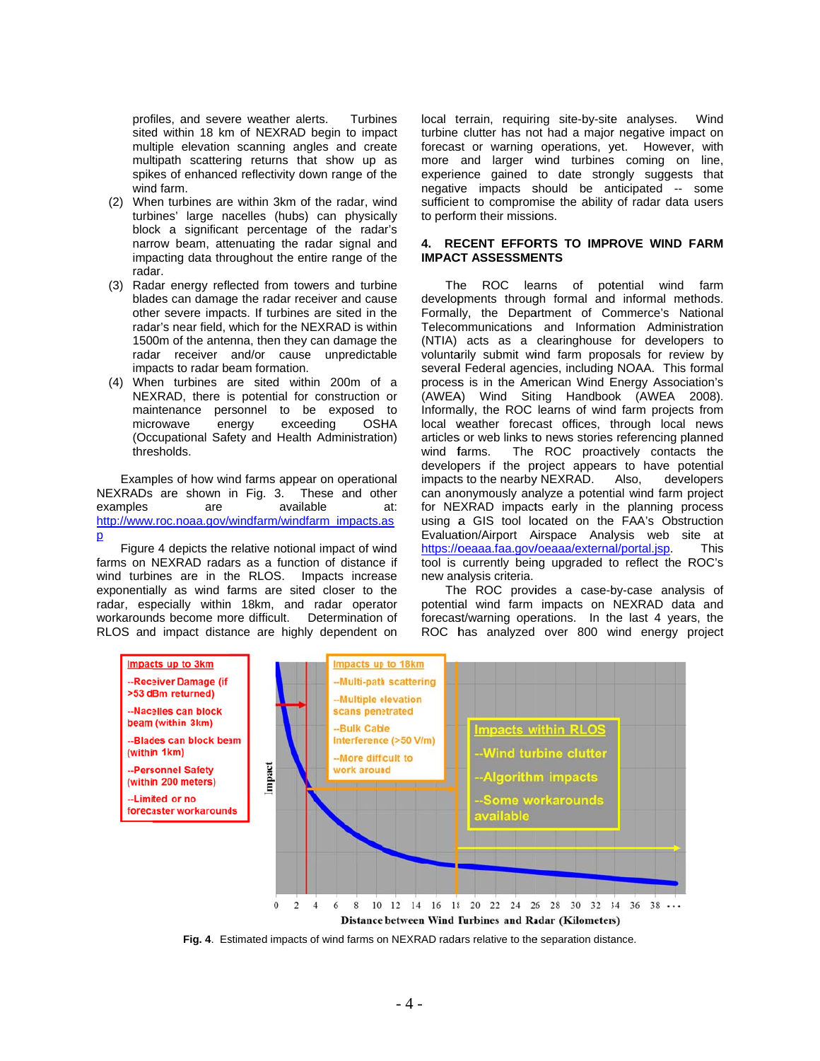profiles, and severe weather alerts. Turbines sited within 18 km of NEXRAD begin to impact multiple elevation scanning angles and create multipath scattering returns that show up as spikes of enhanced reflectivity down range of the wind farm.

(2) When turbines are within 3km of the radar, wind turbines' large nacelles (hubs) can physically block a significant percentage of the radar's narrow beam, attenuating the radar signal and impacting data throughout the entire range of the radar.

(3) Radar energy reflected from towers and turbine blades can damage the radar receiver and cause other severe impacts. If turbines are sited in the radar's near field, which for the NEXRAD is within 1500m of the antenna, then they can damage the radar receiver and/or cause unpredictable impacts to radar beam formation.

(4) When turbines are sited within 200m of a NEXRAD, there is potential for construction or maintenance personnel to be exposed to microwave energy exceeding OSHA (Occupational Safety and Health Administration) thresholds.

Examples of how wind farms appear on operational NEXRADs are shown in Fig. 3. These and other examples are available at: http://www.roc.noaa.gov/windfarm/windfarm_impacts.asp

Figure 4 depicts the relative notional impact of wind farms on NEXRAD radars as a function of distance if wind turbines are in the RLOS. Impacts increase exponentially as wind farms are sited closer to the radar, especially within 18km, and radar operator workarounds become more difficult. Determination of RLOS and impact distance are highly dependent on local terrain, requiring site-by-site analyses. Wind turbine clutter has not had a major negative impact on forecast or warning operations, yet. However, with more and larger wind turbines coming on line, experience gained to date strongly suggests that negative impacts should be anticipated -- some sufficient to compromise the ability of radar data users to perform their missions.

## 4. RECENT EFFORTS TO IMPROVE WIND FARM IMPACT ASSESSMENTS

The ROC learns of potential wind farm developments through formal and informal methods. Formally, the Department of Commerce's National Telecommunications and Information Administration (NTIA) acts as a clearinghouse for developers to voluntarily submit wind farm proposals for review by several Federal agencies, including NOAA. This formal process is in the American Wind Energy Association's (AWEA) Wind Siting Handbook (AWEA 2008). Informally, the ROC learns of wind farm projects from local weather forecast offices, through local news articles or web links to news stories referencing planned wind farms. The ROC proactively contacts the developers if the project appears to have potential impacts to the nearby NEXRAD. Also, developers can anonymously analyze a potential wind farm project for NEXRAD impacts early in the planning process using a GIS tool located on the FAA's Obstruction Evaluation/Airport Airspace Analysis web site at https://oeaaa.faa.gov/oeaaa/external/portal.jsp. This tool is currently being upgraded to reflect the ROC's new analysis criteria.

The ROC provides a case-by-case analysis of potential wind farm impacts on NEXRAD data and forecast/warning operations. In the last 4 years, the ROC has analyzed over 800 wind energy project

**Fig. 4**. Estimated impacts of wind farms on NEXRAD radars relative to the separation distance.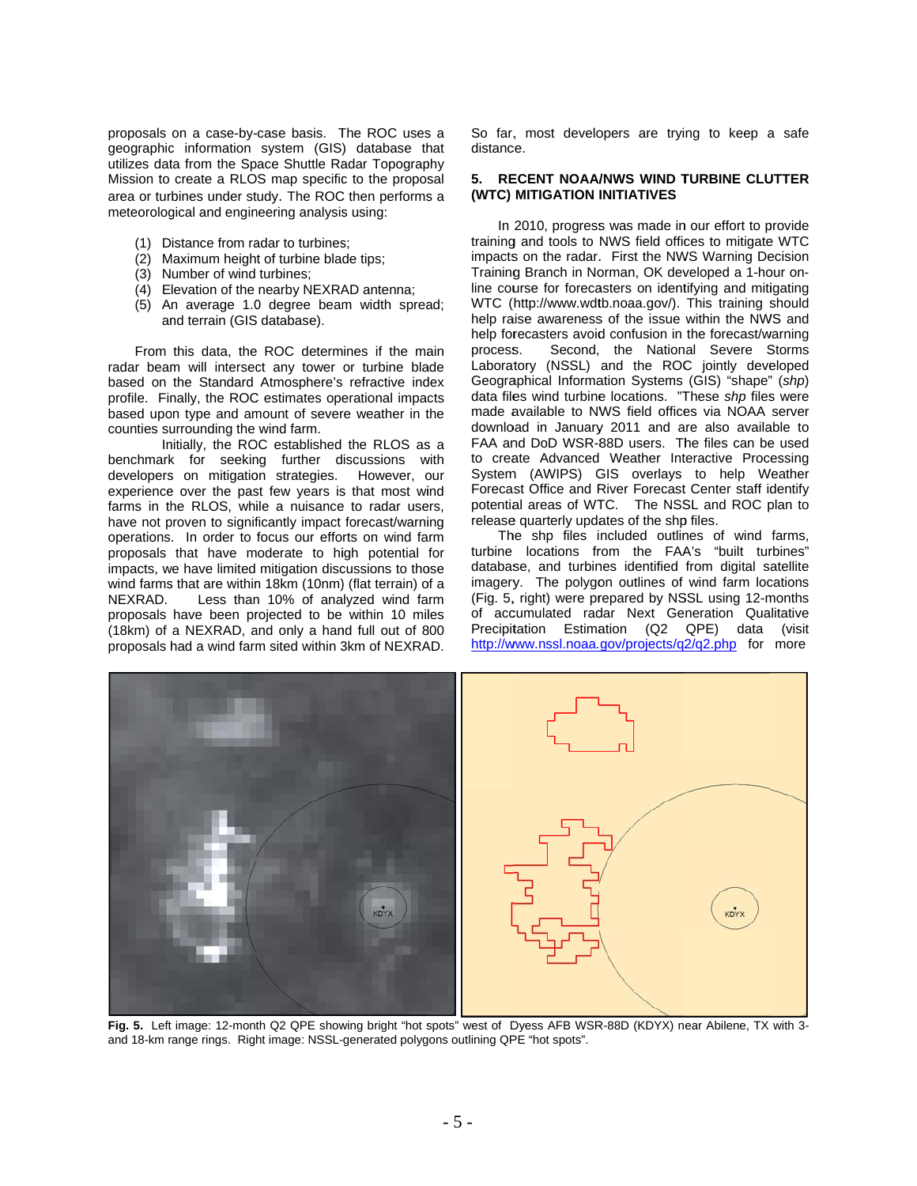proposals on a case-by-case basis. The ROC uses a geographic information system (GIS) database that utilizes data from the Space Shuttle Radar Topography Mission to create a RLOS map specific to the proposal area or turbines under study. The ROC then performs a meteorological and engineering analysis using:

(1) Distance from radar to turbines;
(2) Maximum height of turbine blade tips;
(3) Number of wind turbines;
(4) Elevation of the nearby NEXRAD antenna;
(5) An average 1.0 degree beam width spread; and terrain (GIS database).

From this data, the ROC determines if the main radar beam will intersect any tower or turbine blade based on the Standard Atmosphere's refractive index profile. Finally, the ROC estimates operational impacts based upon type and amount of severe weather in the counties surrounding the wind farm.

Initially, the ROC established the RLOS as a benchmark for seeking further discussions with developers on mitigation strategies. However, our experience over the past few years is that most wind farms in the RLOS, while a nuisance to radar users, have not proven to significantly impact forecast/warning operations. In order to focus our efforts on wind farm proposals that have moderate to high potential for impacts, we have limited mitigation discussions to those wind farms that are within 18km (10nm) (flat terrain) of a NEXRAD. Less than 10% of analyzed wind farm proposals have been projected to be within 10 miles (18km) of a NEXRAD, and only a hand full out of 800 proposals had a wind farm sited within 3km of NEXRAD. So far, most developers are trying to keep a safe distance.

## 5. RECENT NOAA/NWS WIND TURBINE CLUTTER (WTC) MITIGATION INITIATIVES

In 2010, progress was made in our effort to provide training and tools to NWS field offices to mitigate WTC impacts on the radar. First the NWS Warning Decision Training Branch in Norman, OK developed a 1-hour on-line course for forecasters on identifying and mitigating WTC (http://www.wdtb.noaa.gov/). This training should help raise awareness of the issue within the NWS and help forecasters avoid confusion in the forecast/warning process. Second, the National Severe Storms Laboratory (NSSL) and the ROC jointly developed Geographical Information Systems (GIS) "shape" (*shp*) data files wind turbine locations. "These *shp* files were made available to NWS field offices via NOAA server download in January 2011 and are also available to FAA and DoD WSR-88D users. The files can be used to create Advanced Weather Interactive Processing System (AWIPS) GIS overlays to help Weather Forecast Office and River Forecast Center staff identify potential areas of WTC. The NSSL and ROC plan to release quarterly updates of the shp files.

The shp files included outlines of wind farms, turbine locations from the FAA's "built turbines" database, and turbines identified from digital satellite imagery. The polygon outlines of wind farm locations (Fig. 5, right) were prepared by NSSL using 12-months of accumulated radar Next Generation Qualitative Precipitation Estimation (Q2 QPE) data (visit http://www.nssl.noaa.gov/projects/q2/q2.php for more

**Fig. 5.** Left image: 12-month Q2 QPE showing bright "hot spots" west of Dyess AFB WSR-88D (KDYX) near Abilene, TX with 3- and 18-km range rings. Right image: NSSL-generated polygons outlining QPE "hot spots".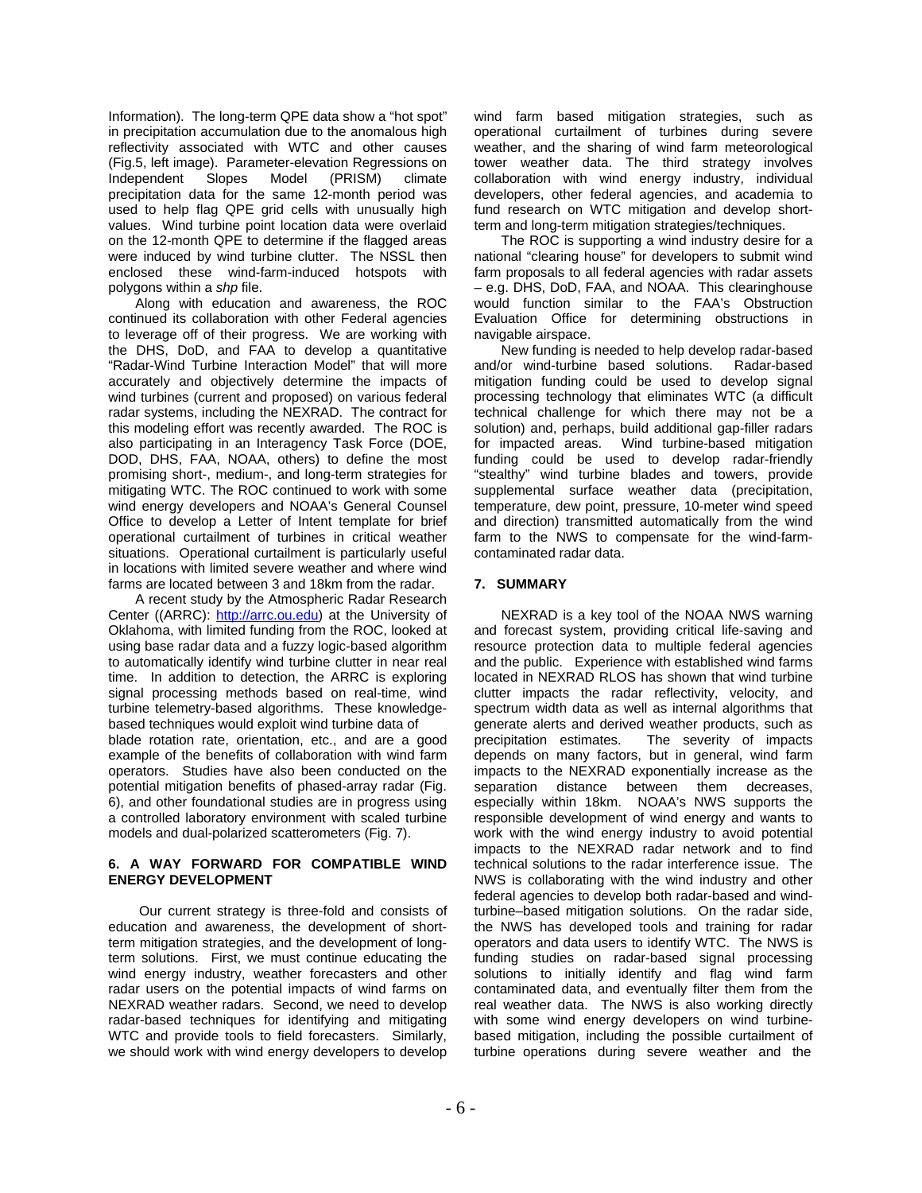Information). The long-term QPE data show a "hot spot" in precipitation accumulation due to the anomalous high reflectivity associated with WTC and other causes (Fig.5, left image). Parameter-elevation Regressions on Independent Slopes Model (PRISM) climate precipitation data for the same 12-month period was used to help flag QPE grid cells with unusually high values. Wind turbine point location data were overlaid on the 12-month QPE to determine if the flagged areas were induced by wind turbine clutter. The NSSL then enclosed these wind-farm-induced hotspots with polygons within a *shp* file.

Along with education and awareness, the ROC continued its collaboration with other Federal agencies to leverage off of their progress. We are working with the DHS, DoD, and FAA to develop a quantitative "Radar-Wind Turbine Interaction Model" that will more accurately and objectively determine the impacts of wind turbines (current and proposed) on various federal radar systems, including the NEXRAD. The contract for this modeling effort was recently awarded. The ROC is also participating in an Interagency Task Force (DOE, DOD, DHS, FAA, NOAA, others) to define the most promising short-, medium-, and long-term strategies for mitigating WTC. The ROC continued to work with some wind energy developers and NOAA's General Counsel Office to develop a Letter of Intent template for brief operational curtailment of turbines in critical weather situations. Operational curtailment is particularly useful in locations with limited severe weather and where wind farms are located between 3 and 18km from the radar.

A recent study by the Atmospheric Radar Research Center ((ARRC): http://arrc.ou.edu) at the University of Oklahoma, with limited funding from the ROC, looked at using base radar data and a fuzzy logic-based algorithm to automatically identify wind turbine clutter in near real time. In addition to detection, the ARRC is exploring signal processing methods based on real-time, wind turbine telemetry-based algorithms. These knowledge-based techniques would exploit wind turbine data of blade rotation rate, orientation, etc., and are a good example of the benefits of collaboration with wind farm operators. Studies have also been conducted on the potential mitigation benefits of phased-array radar (Fig. 6), and other foundational studies are in progress using a controlled laboratory environment with scaled turbine models and dual-polarized scatterometers (Fig. 7).

## 6. A WAY FORWARD FOR COMPATIBLE WIND ENERGY DEVELOPMENT

Our current strategy is three-fold and consists of education and awareness, the development of short-term mitigation strategies, and the development of long-term solutions. First, we must continue educating the wind energy industry, weather forecasters and other radar users on the potential impacts of wind farms on NEXRAD weather radars. Second, we need to develop radar-based techniques for identifying and mitigating WTC and provide tools to field forecasters. Similarly, we should work with wind energy developers to develop wind farm based mitigation strategies, such as operational curtailment of turbines during severe weather, and the sharing of wind farm meteorological tower weather data. The third strategy involves collaboration with wind energy industry, individual developers, other federal agencies, and academia to fund research on WTC mitigation and develop short-term and long-term mitigation strategies/techniques.

The ROC is supporting a wind industry desire for a national "clearing house" for developers to submit wind farm proposals to all federal agencies with radar assets – e.g. DHS, DoD, FAA, and NOAA. This clearinghouse would function similar to the FAA's Obstruction Evaluation Office for determining obstructions in navigable airspace.

New funding is needed to help develop radar-based and/or wind-turbine based solutions. Radar-based mitigation funding could be used to develop signal processing technology that eliminates WTC (a difficult technical challenge for which there may not be a solution) and, perhaps, build additional gap-filler radars for impacted areas. Wind turbine-based mitigation funding could be used to develop radar-friendly "stealthy" wind turbine blades and towers, provide supplemental surface weather data (precipitation, temperature, dew point, pressure, 10-meter wind speed and direction) transmitted automatically from the wind farm to the NWS to compensate for the wind-farm-contaminated radar data.

## 7. SUMMARY

NEXRAD is a key tool of the NOAA NWS warning and forecast system, providing critical life-saving and resource protection data to multiple federal agencies and the public. Experience with established wind farms located in NEXRAD RLOS has shown that wind turbine clutter impacts the radar reflectivity, velocity, and spectrum width data as well as internal algorithms that generate alerts and derived weather products, such as precipitation estimates. The severity of impacts depends on many factors, but in general, wind farm impacts to the NEXRAD exponentially increase as the separation distance between them decreases, especially within 18km. NOAA's NWS supports the responsible development of wind energy and wants to work with the wind energy industry to avoid potential impacts to the NEXRAD radar network and to find technical solutions to the radar interference issue. The NWS is collaborating with the wind industry and other federal agencies to develop both radar-based and wind-turbine–based mitigation solutions. On the radar side, the NWS has developed tools and training for radar operators and data users to identify WTC. The NWS is funding studies on radar-based signal processing solutions to initially identify and flag wind farm contaminated data, and eventually filter them from the real weather data. The NWS is also working directly with some wind energy developers on wind turbine-based mitigation, including the possible curtailment of turbine operations during severe weather and the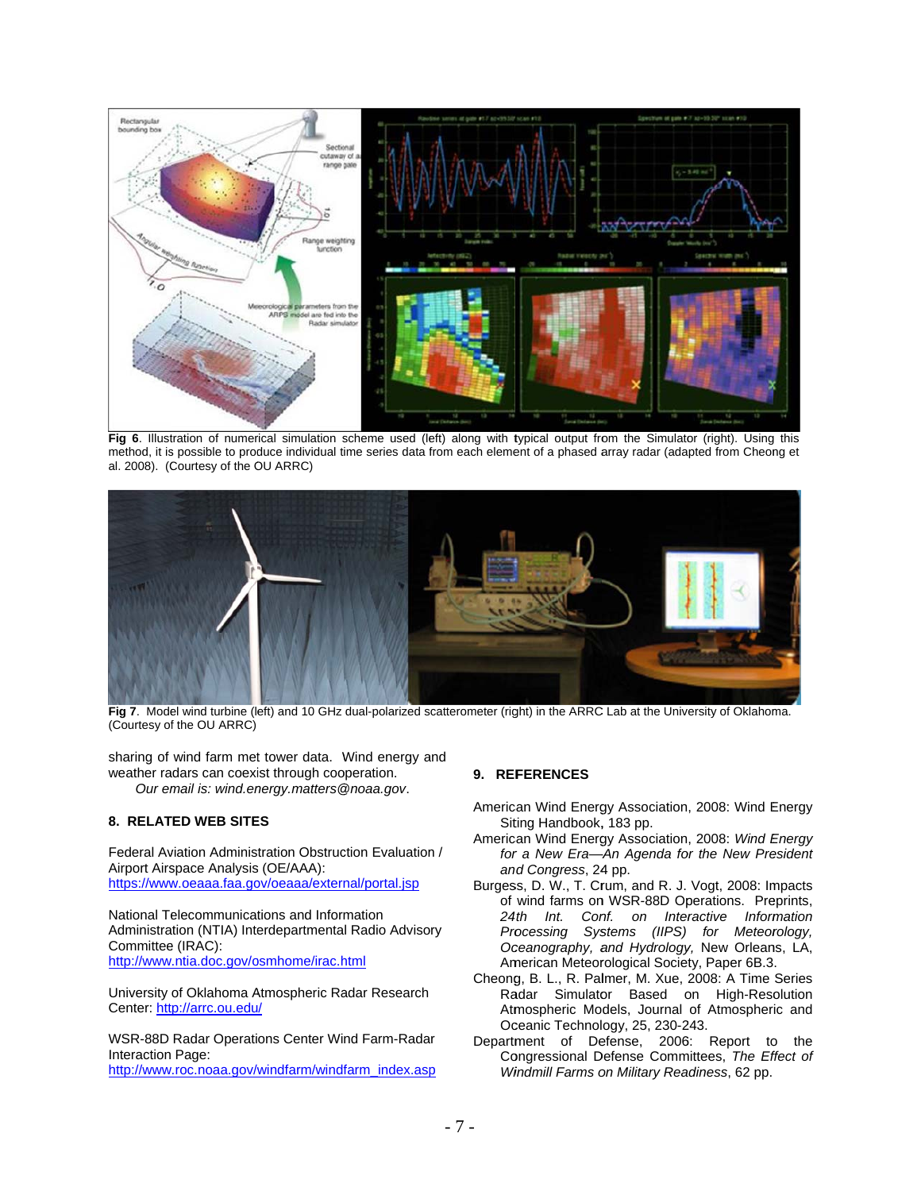**Fig 6**. Illustration of numerical simulation scheme used (left) along with typical output from the Simulator (right). Using this method, it is possible to produce individual time series data from each element of a phased array radar (adapted from Cheong et al. 2008). (Courtesy of the OU ARRC)

**Fig 7**. Model wind turbine (left) and 10 GHz dual-polarized scatterometer (right) in the ARRC Lab at the University of Oklahoma. (Courtesy of the OU ARRC)

sharing of wind farm met tower data. Wind energy and weather radars can coexist through cooperation.

*Our email is: wind.energy.matters@noaa.gov*.

## 8. RELATED WEB SITES

Federal Aviation Administration Obstruction Evaluation / Airport Airspace Analysis (OE/AAA):
https://www.oeaaa.faa.gov/oeaaa/external/portal.jsp

National Telecommunications and Information Administration (NTIA) Interdepartmental Radio Advisory Committee (IRAC):
http://www.ntia.doc.gov/osmhome/irac.html

University of Oklahoma Atmospheric Radar Research Center: http://arrc.ou.edu/

WSR-88D Radar Operations Center Wind Farm-Radar Interaction Page:
http://www.roc.noaa.gov/windfarm/windfarm_index.asp

## 9. REFERENCES

American Wind Energy Association, 2008: Wind Energy Siting Handbook, 183 pp.

American Wind Energy Association, 2008: *Wind Energy for a New Era—An Agenda for the New President and Congress*, 24 pp.

Burgess, D. W., T. Crum, and R. J. Vogt, 2008: Impacts of wind farms on WSR-88D Operations. Preprints, *24th Int. Conf. on Interactive Information Processing Systems (IIPS) for Meteorology, Oceanography, and Hydrology,* New Orleans, LA, American Meteorological Society, Paper 6B.3.

Cheong, B. L., R. Palmer, M. Xue, 2008: A Time Series Radar Simulator Based on High-Resolution Atmospheric Models, Journal of Atmospheric and Oceanic Technology, 25, 230-243.

Department of Defense, 2006: Report to the Congressional Defense Committees, *The Effect of Windmill Farms on Military Readiness*, 62 pp.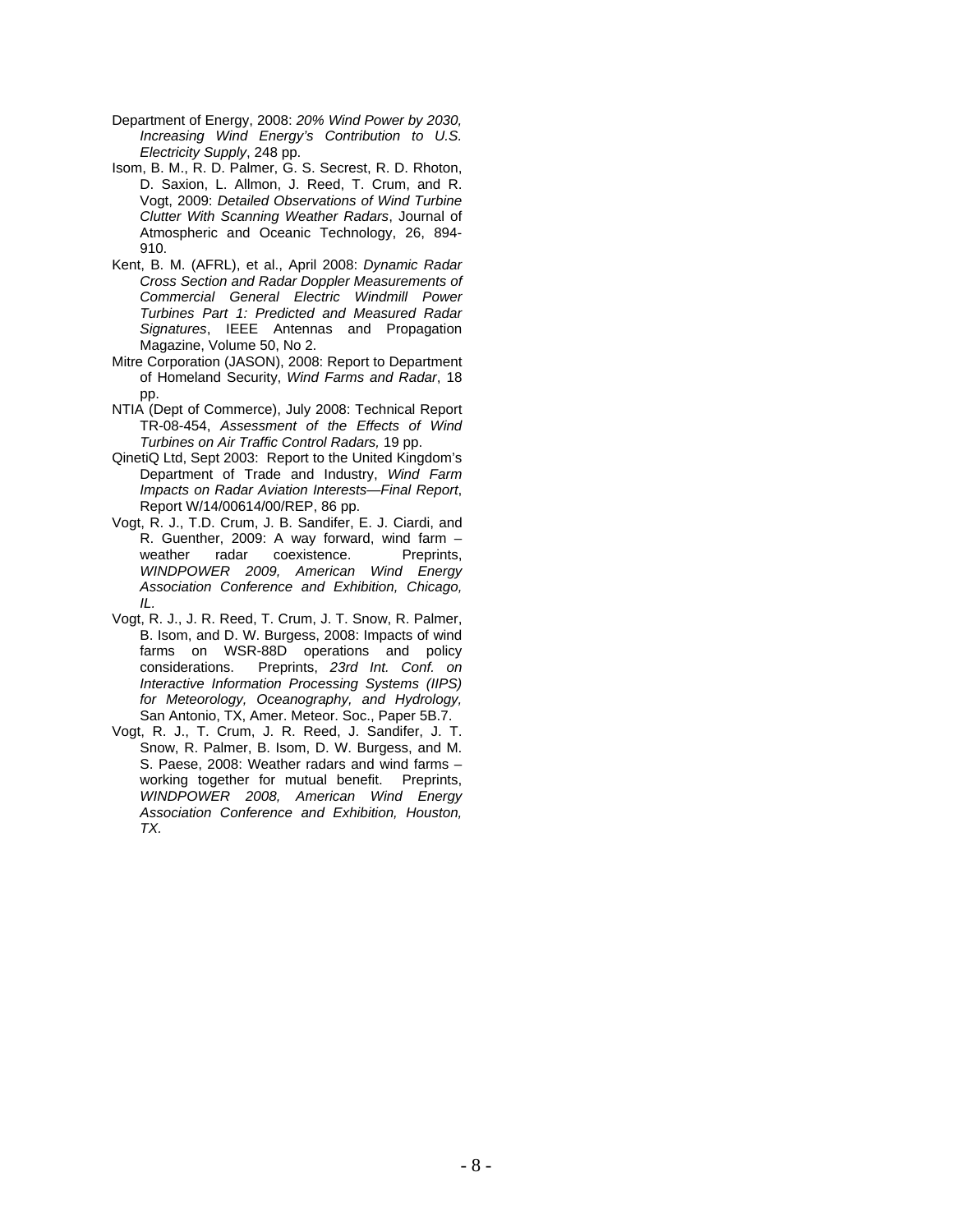Department of Energy, 2008: *20% Wind Power by 2030, Increasing Wind Energy's Contribution to U.S. Electricity Supply*, 248 pp.

Isom, B. M., R. D. Palmer, G. S. Secrest, R. D. Rhoton, D. Saxion, L. Allmon, J. Reed, T. Crum, and R. Vogt, 2009: *Detailed Observations of Wind Turbine Clutter With Scanning Weather Radars*, Journal of Atmospheric and Oceanic Technology, 26, 894-910.

Kent, B. M. (AFRL), et al., April 2008: *Dynamic Radar Cross Section and Radar Doppler Measurements of Commercial General Electric Windmill Power Turbines Part 1: Predicted and Measured Radar Signatures*, IEEE Antennas and Propagation Magazine, Volume 50, No 2.

Mitre Corporation (JASON), 2008: Report to Department of Homeland Security, *Wind Farms and Radar*, 18 pp.

NTIA (Dept of Commerce), July 2008: Technical Report TR-08-454, *Assessment of the Effects of Wind Turbines on Air Traffic Control Radars,* 19 pp.

QinetiQ Ltd, Sept 2003: Report to the United Kingdom's Department of Trade and Industry, *Wind Farm Impacts on Radar Aviation Interests—Final Report*, Report W/14/00614/00/REP, 86 pp.

Vogt, R. J., T.D. Crum, J. B. Sandifer, E. J. Ciardi, and R. Guenther, 2009: A way forward, wind farm – weather radar coexistence. Preprints, *WINDPOWER 2009, American Wind Energy Association Conference and Exhibition, Chicago, IL.*

Vogt, R. J., J. R. Reed, T. Crum, J. T. Snow, R. Palmer, B. Isom, and D. W. Burgess, 2008: Impacts of wind farms on WSR-88D operations and policy considerations. Preprints, *23rd Int. Conf. on Interactive Information Processing Systems (IIPS) for Meteorology, Oceanography, and Hydrology,* San Antonio, TX, Amer. Meteor. Soc., Paper 5B.7.

Vogt, R. J., T. Crum, J. R. Reed, J. Sandifer, J. T. Snow, R. Palmer, B. Isom, D. W. Burgess, and M. S. Paese, 2008: Weather radars and wind farms – working together for mutual benefit. Preprints, *WINDPOWER 2008, American Wind Energy Association Conference and Exhibition, Houston, TX.*